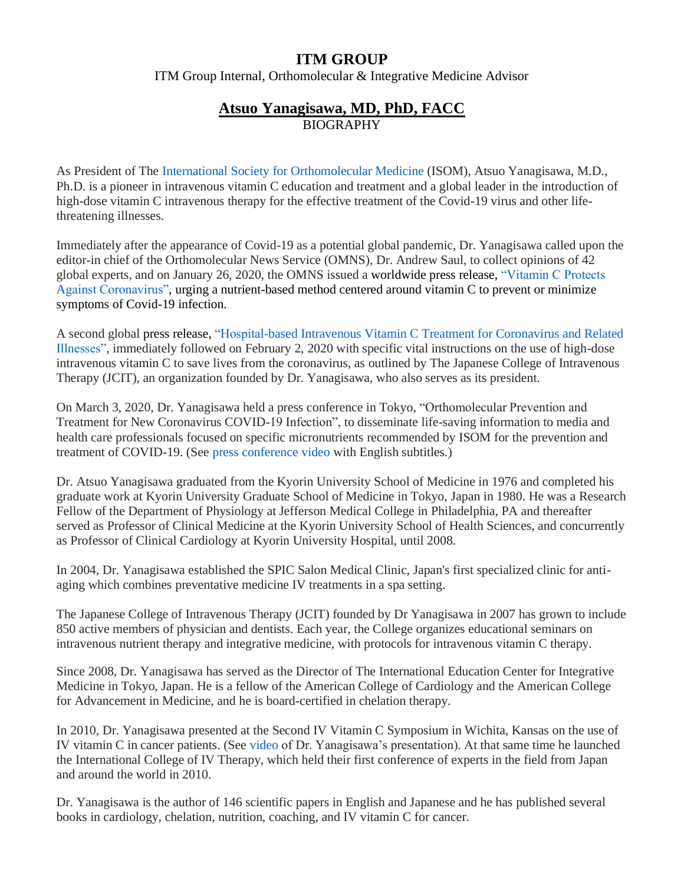# ITM GROUP

ITM Group Internal, Orthomolecular & Integrative Medicine Advisor

## Atsuo Yanagisawa, MD, PhD, FACC

BIOGRAPHY

As President of The International Society for Orthomolecular Medicine (ISOM), Atsuo Yanagisawa, M.D., Ph.D. is a pioneer in intravenous vitamin C education and treatment and a global leader in the introduction of high-dose vitamin C intravenous therapy for the effective treatment of the Covid-19 virus and other life-threatening illnesses.

Immediately after the appearance of Covid-19 as a potential global pandemic, Dr. Yanagisawa called upon the editor-in chief of the Orthomolecular News Service (OMNS), Dr. Andrew Saul, to collect opinions of 42 global experts, and on January 26, 2020, the OMNS issued a worldwide press release, "Vitamin C Protects Against Coronavirus", urging a nutrient-based method centered around vitamin C to prevent or minimize symptoms of Covid-19 infection.

A second global press release, "Hospital-based Intravenous Vitamin C Treatment for Coronavirus and Related Illnesses", immediately followed on February 2, 2020 with specific vital instructions on the use of high-dose intravenous vitamin C to save lives from the coronavirus, as outlined by The Japanese College of Intravenous Therapy (JCIT), an organization founded by Dr. Yanagisawa, who also serves as its president.

On March 3, 2020, Dr. Yanagisawa held a press conference in Tokyo, "Orthomolecular Prevention and Treatment for New Coronavirus COVID-19 Infection", to disseminate life-saving information to media and health care professionals focused on specific micronutrients recommended by ISOM for the prevention and treatment of COVID-19. (See press conference video with English subtitles.)

Dr. Atsuo Yanagisawa graduated from the Kyorin University School of Medicine in 1976 and completed his graduate work at Kyorin University Graduate School of Medicine in Tokyo, Japan in 1980. He was a Research Fellow of the Department of Physiology at Jefferson Medical College in Philadelphia, PA and thereafter served as Professor of Clinical Medicine at the Kyorin University School of Health Sciences, and concurrently as Professor of Clinical Cardiology at Kyorin University Hospital, until 2008.

In 2004, Dr. Yanagisawa established the SPIC Salon Medical Clinic, Japan's first specialized clinic for anti-aging which combines preventative medicine IV treatments in a spa setting.

The Japanese College of Intravenous Therapy (JCIT) founded by Dr Yanagisawa in 2007 has grown to include 850 active members of physician and dentists. Each year, the College organizes educational seminars on intravenous nutrient therapy and integrative medicine, with protocols for intravenous vitamin C therapy.

Since 2008, Dr. Yanagisawa has served as the Director of The International Education Center for Integrative Medicine in Tokyo, Japan. He is a fellow of the American College of Cardiology and the American College for Advancement in Medicine, and he is board-certified in chelation therapy.

In 2010, Dr. Yanagisawa presented at the Second IV Vitamin C Symposium in Wichita, Kansas on the use of IV vitamin C in cancer patients. (See video of Dr. Yanagisawa's presentation). At that same time he launched the International College of IV Therapy, which held their first conference of experts in the field from Japan and around the world in 2010.

Dr. Yanagisawa is the author of 146 scientific papers in English and Japanese and he has published several books in cardiology, chelation, nutrition, coaching, and IV vitamin C for cancer.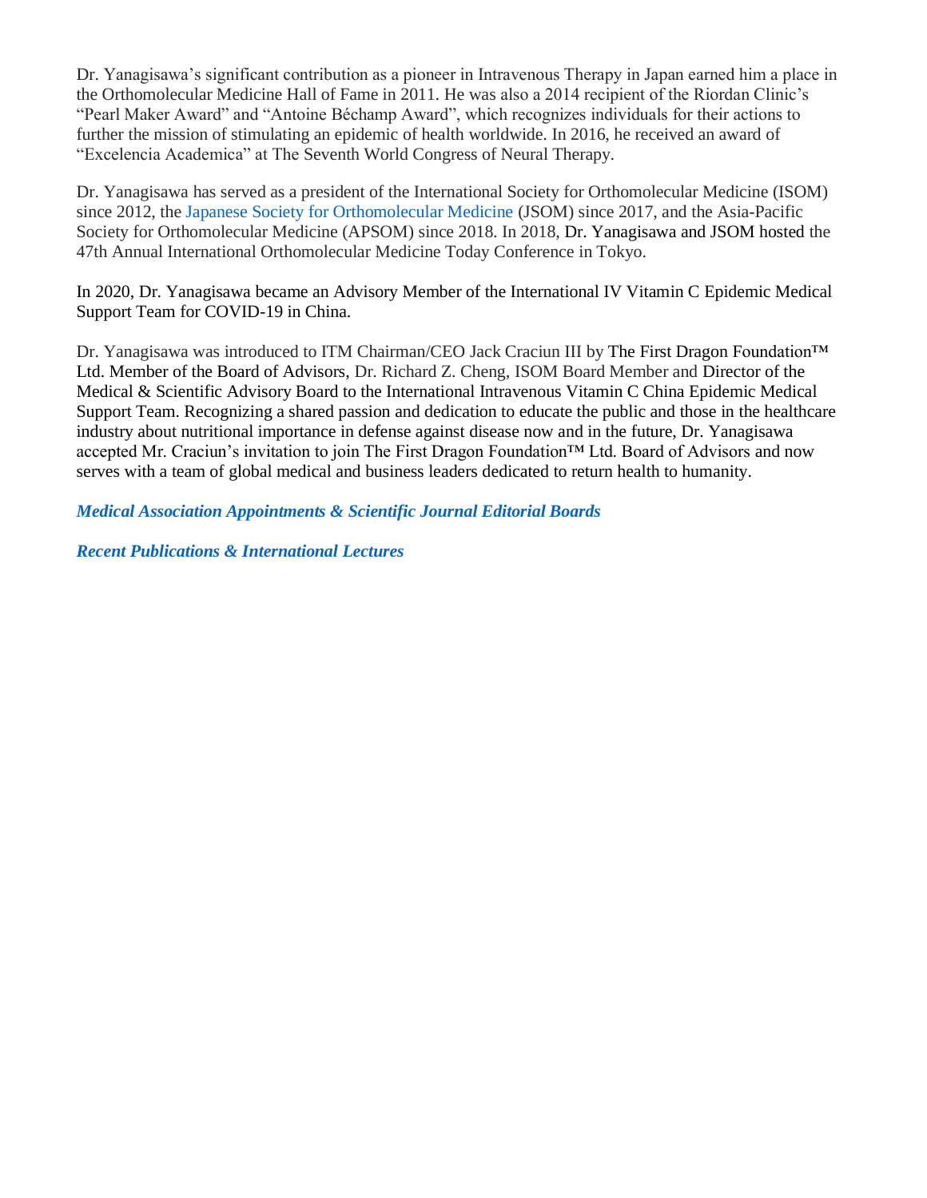Dr. Yanagisawa's significant contribution as a pioneer in Intravenous Therapy in Japan earned him a place in the Orthomolecular Medicine Hall of Fame in 2011. He was also a 2014 recipient of the Riordan Clinic's "Pearl Maker Award" and "Antoine Béchamp Award", which recognizes individuals for their actions to further the mission of stimulating an epidemic of health worldwide. In 2016, he received an award of "Excelencia Academica" at The Seventh World Congress of Neural Therapy.

Dr. Yanagisawa has served as a president of the International Society for Orthomolecular Medicine (ISOM) since 2012, the Japanese Society for Orthomolecular Medicine (JSOM) since 2017, and the Asia-Pacific Society for Orthomolecular Medicine (APSOM) since 2018. In 2018, Dr. Yanagisawa and JSOM hosted the 47th Annual International Orthomolecular Medicine Today Conference in Tokyo.

In 2020, Dr. Yanagisawa became an Advisory Member of the International IV Vitamin C Epidemic Medical Support Team for COVID-19 in China.

Dr. Yanagisawa was introduced to ITM Chairman/CEO Jack Craciun III by The First Dragon Foundation™ Ltd. Member of the Board of Advisors, Dr. Richard Z. Cheng, ISOM Board Member and Director of the Medical & Scientific Advisory Board to the International Intravenous Vitamin C China Epidemic Medical Support Team. Recognizing a shared passion and dedication to educate the public and those in the healthcare industry about nutritional importance in defense against disease now and in the future, Dr. Yanagisawa accepted Mr. Craciun's invitation to join The First Dragon Foundation™ Ltd. Board of Advisors and now serves with a team of global medical and business leaders dedicated to return health to humanity.

***Medical Association Appointments & Scientific Journal Editorial Boards***

***Recent Publications & International Lectures***